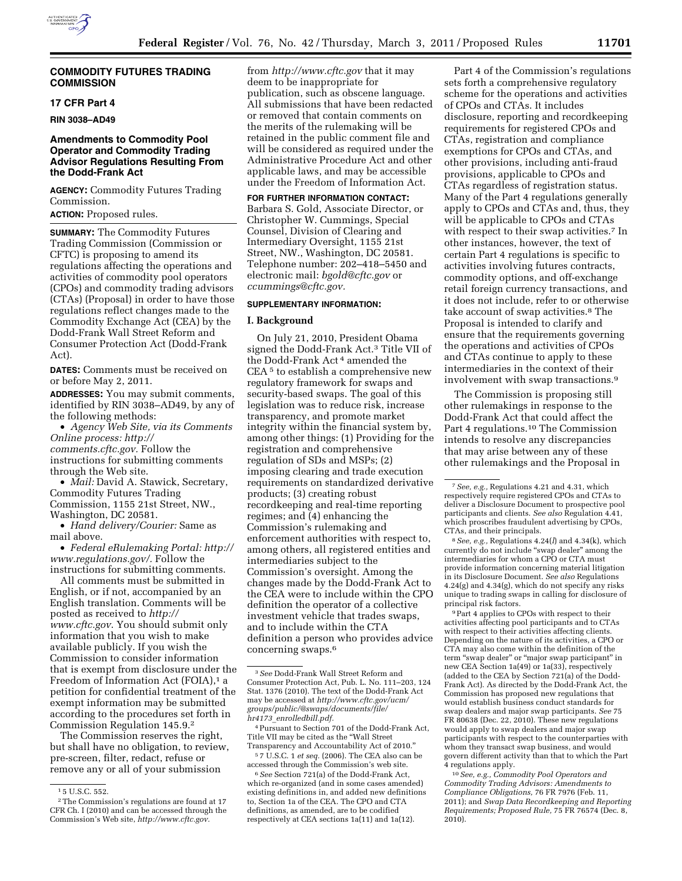# COMMODITY FUTURES TRADING COMMISSION

## 17 CFR Part 4

**RIN 3038–AD49**

## Amendments to Commodity Pool Operator and Commodity Trading Advisor Regulations Resulting From the Dodd-Frank Act

**AGENCY:** Commodity Futures Trading Commission.

**ACTION:** Proposed rules.

**SUMMARY:** The Commodity Futures Trading Commission (Commission or CFTC) is proposing to amend its regulations affecting the operations and activities of commodity pool operators (CPOs) and commodity trading advisors (CTAs) (Proposal) in order to have those regulations reflect changes made to the Commodity Exchange Act (CEA) by the Dodd-Frank Wall Street Reform and Consumer Protection Act (Dodd-Frank Act).

**DATES:** Comments must be received on or before May 2, 2011.

**ADDRESSES:** You may submit comments, identified by RIN 3038–AD49, by any of the following methods:

- *Agency Web Site, via its Comments Online process: http://comments.cftc.gov.* Follow the instructions for submitting comments through the Web site.
- *Mail:* David A. Stawick, Secretary, Commodity Futures Trading Commission, 1155 21st Street, NW., Washington, DC 20581.
- *Hand delivery/Courier:* Same as mail above.
- *Federal eRulemaking Portal: http://www.regulations.gov/.* Follow the instructions for submitting comments.

All comments must be submitted in English, or if not, accompanied by an English translation. Comments will be posted as received to *http://www.cftc.gov*. You should submit only information that you wish to make available publicly. If you wish the Commission to consider information that is exempt from disclosure under the Freedom of Information Act (FOIA),[1] a petition for confidential treatment of the exempt information may be submitted according to the procedures set forth in Commission Regulation 145.9.[2]

The Commission reserves the right, but shall have no obligation, to review, pre-screen, filter, redact, refuse or remove any or all of your submission from *http://www.cftc.gov* that it may deem to be inappropriate for publication, such as obscene language. All submissions that have been redacted or removed that contain comments on the merits of the rulemaking will be retained in the public comment file and will be considered as required under the Administrative Procedure Act and other applicable laws, and may be accessible under the Freedom of Information Act.

**FOR FURTHER INFORMATION CONTACT:** Barbara S. Gold, Associate Director, or Christopher W. Cummings, Special Counsel, Division of Clearing and Intermediary Oversight, 1155 21st Street, NW., Washington, DC 20581. Telephone number: 202–418–5450 and electronic mail: *bgold@cftc.gov* or *ccummings@cftc.gov.*

**SUPPLEMENTARY INFORMATION:**

### I. Background

On July 21, 2010, President Obama signed the Dodd-Frank Act.[3] Title VII of the Dodd-Frank Act[4] amended the CEA[5] to establish a comprehensive new regulatory framework for swaps and security-based swaps. The goal of this legislation was to reduce risk, increase transparency, and promote market integrity within the financial system by, among other things: (1) Providing for the registration and comprehensive regulation of SDs and MSPs; (2) imposing clearing and trade execution requirements on standardized derivative products; (3) creating robust recordkeeping and real-time reporting regimes; and (4) enhancing the Commission's rulemaking and enforcement authorities with respect to, among others, all registered entities and intermediaries subject to the Commission's oversight. Among the changes made by the Dodd-Frank Act to the CEA were to include within the CPO definition the operator of a collective investment vehicle that trades swaps, and to include within the CTA definition a person who provides advice concerning swaps.[6]

Part 4 of the Commission's regulations sets forth a comprehensive regulatory scheme for the operations and activities of CPOs and CTAs. It includes disclosure, reporting and recordkeeping requirements for registered CPOs and CTAs, registration and compliance exemptions for CPOs and CTAs, and other provisions, including anti-fraud provisions, applicable to CPOs and CTAs regardless of registration status. Many of the Part 4 regulations generally apply to CPOs and CTAs and, thus, they will be applicable to CPOs and CTAs with respect to their swap activities.[7] In other instances, however, the text of certain Part 4 regulations is specific to activities involving futures contracts, commodity options, and off-exchange retail foreign currency transactions, and it does not include, refer to or otherwise take account of swap activities.[8] The Proposal is intended to clarify and ensure that the requirements governing the operations and activities of CPOs and CTAs continue to apply to these intermediaries in the context of their involvement with swap transactions.[9]

The Commission is proposing still other rulemakings in response to the Dodd-Frank Act that could affect the Part 4 regulations.[10] The Commission intends to resolve any discrepancies that may arise between any of these other rulemakings and the Proposal in

---

[1] 5 U.S.C. 552.

[2] The Commission's regulations are found at 17 CFR Ch. I (2010) and can be accessed through the Commission's Web site, *http://www.cftc.gov.*

[3] *See* Dodd-Frank Wall Street Reform and Consumer Protection Act, Pub. L. No. 111–203, 124 Stat. 1376 (2010). The text of the Dodd-Frank Act may be accessed at *http://www.cftc.gov/ucm/groups/public/@swaps/documents/file/hr4173_enrolledbill.pdf.*

[4] Pursuant to Section 701 of the Dodd-Frank Act, Title VII may be cited as the "Wall Street Transparency and Accountability Act of 2010."

[5] 7 U.S.C. 1 *et seq.* (2006). The CEA also can be accessed through the Commission's web site.

[6] *See* Section 721(a) of the Dodd-Frank Act, which re-organized (and in some cases amended) existing definitions in, and added new definitions to, Section 1a of the CEA. The CPO and CTA definitions, as amended, are to be codified respectively at CEA sections 1a(11) and 1a(12).

[7] *See, e.g.,* Regulations 4.21 and 4.31, which respectively require registered CPOs and CTAs to deliver a Disclosure Document to prospective pool participants and clients. *See also* Regulation 4.41, which proscribes fraudulent advertising by CPOs, CTAs, and their principals.

[8] *See, e.g.,* Regulations 4.24(*l*) and 4.34(k), which currently do not include "swap dealer" among the intermediaries for whom a CPO or CTA must provide information concerning material litigation in its Disclosure Document. *See also* Regulations 4.24(g) and 4.34(g), which do not specify any risks unique to trading swaps in calling for disclosure of principal risk factors.

[9] Part 4 applies to CPOs with respect to their activities affecting pool participants and to CTAs with respect to their activities affecting clients. Depending on the nature of its activities, a CPO or CTA may also come within the definition of the term "swap dealer" or "major swap participant" in new CEA Section 1a(49) or 1a(33), respectively (added to the CEA by Section 721(a) of the Dodd-Frank Act). As directed by the Dodd-Frank Act, the Commission has proposed new regulations that would establish business conduct standards for swap dealers and major swap participants. *See* 75 FR 80638 (Dec. 22, 2010). These new regulations would apply to swap dealers and major swap participants with respect to the counterparties with whom they transact swap business, and would govern different activity than that to which the Part 4 regulations apply.

[10] *See, e.g., Commodity Pool Operators and Commodity Trading Advisors: Amendments to Compliance Obligations,* 76 FR 7976 (Feb. 11, 2011); and *Swap Data Recordkeeping and Reporting Requirements; Proposed Rule,* 75 FR 76574 (Dec. 8, 2010).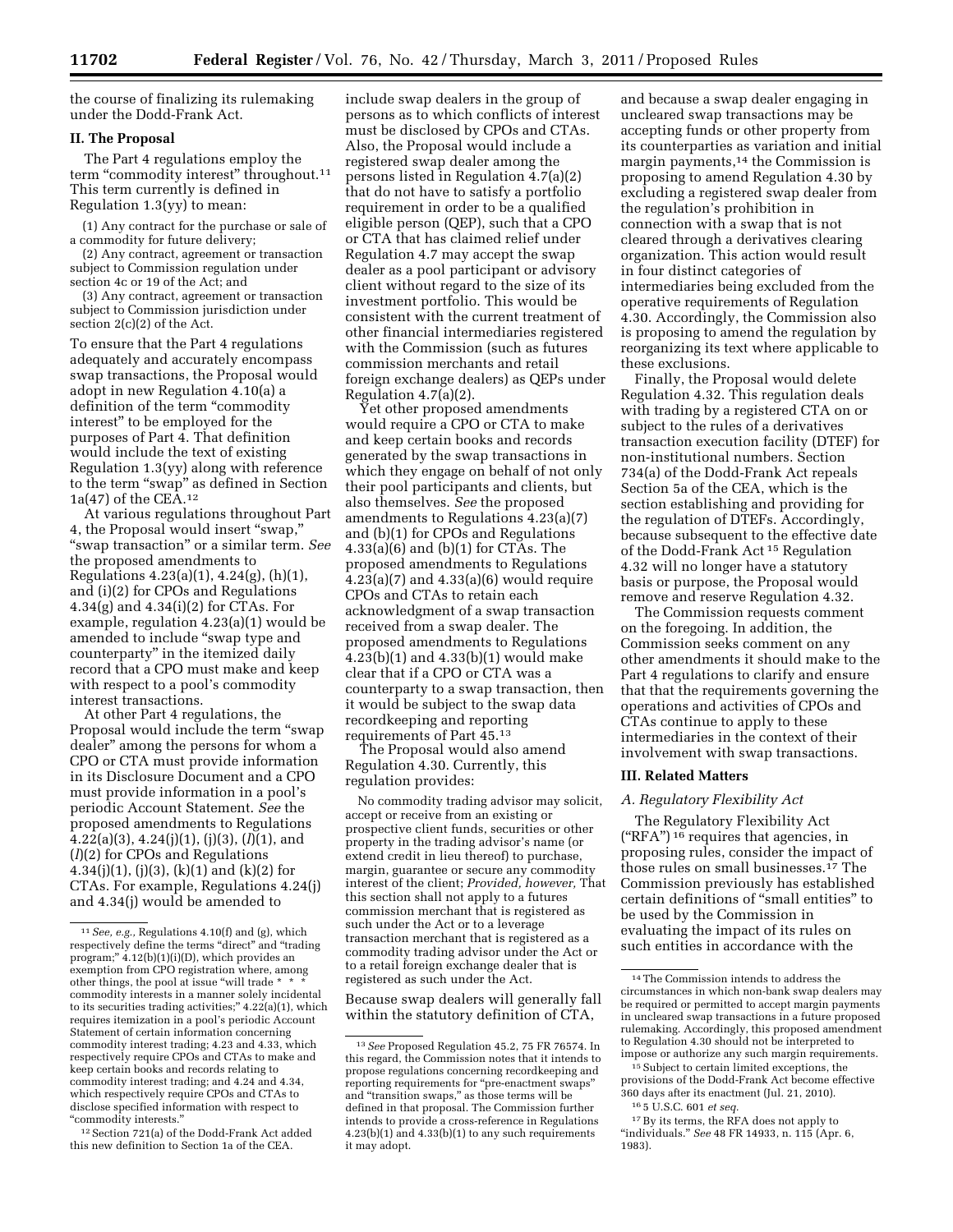the course of finalizing its rulemaking under the Dodd-Frank Act.

## II. The Proposal

The Part 4 regulations employ the term "commodity interest" throughout.[11] This term currently is defined in Regulation 1.3(yy) to mean:

(1) Any contract for the purchase or sale of a commodity for future delivery;

(2) Any contract, agreement or transaction subject to Commission regulation under section 4c or 19 of the Act; and

(3) Any contract, agreement or transaction subject to Commission jurisdiction under section 2(c)(2) of the Act.

To ensure that the Part 4 regulations adequately and accurately encompass swap transactions, the Proposal would adopt in new Regulation 4.10(a) a definition of the term "commodity interest" to be employed for the purposes of Part 4. That definition would include the text of existing Regulation 1.3(yy) along with reference to the term "swap" as defined in Section 1a(47) of the CEA.[12]

At various regulations throughout Part 4, the Proposal would insert "swap," "swap transaction" or a similar term. *See* the proposed amendments to Regulations 4.23(a)(1), 4.24(g), (h)(1), and (i)(2) for CPOs and Regulations 4.34(g) and 4.34(i)(2) for CTAs. For example, regulation 4.23(a)(1) would be amended to include "swap type and counterparty" in the itemized daily record that a CPO must make and keep with respect to a pool's commodity interest transactions.

At other Part 4 regulations, the Proposal would include the term "swap dealer" among the persons for whom a CPO or CTA must provide information in its Disclosure Document and a CPO must provide information in a pool's periodic Account Statement. *See* the proposed amendments to Regulations 4.22(a)(3), 4.24(j)(1), (j)(3), (*l*)(1), and (*l*)(2) for CPOs and Regulations 4.34(j)(1), (j)(3), (k)(1) and (k)(2) for CTAs. For example, Regulations 4.24(j) and 4.34(j) would be amended to include swap dealers in the group of persons as to which conflicts of interest must be disclosed by CPOs and CTAs. Also, the Proposal would include a registered swap dealer among the persons listed in Regulation 4.7(a)(2) that do not have to satisfy a portfolio requirement in order to be a qualified eligible person (QEP), such that a CPO or CTA that has claimed relief under Regulation 4.7 may accept the swap dealer as a pool participant or advisory client without regard to the size of its investment portfolio. This would be consistent with the current treatment of other financial intermediaries registered with the Commission (such as futures commission merchants and retail foreign exchange dealers) as QEPs under Regulation 4.7(a)(2).

Yet other proposed amendments would require a CPO or CTA to make and keep certain books and records generated by the swap transactions in which they engage on behalf of not only their pool participants and clients, but also themselves. *See* the proposed amendments to Regulations 4.23(a)(7) and (b)(1) for CPOs and Regulations 4.33(a)(6) and (b)(1) for CTAs. The proposed amendments to Regulations 4.23(a)(7) and 4.33(a)(6) would require CPOs and CTAs to retain each acknowledgment of a swap transaction received from a swap dealer. The proposed amendments to Regulations 4.23(b)(1) and 4.33(b)(1) would make clear that if a CPO or CTA was a counterparty to a swap transaction, then it would be subject to the swap data recordkeeping and reporting requirements of Part 45.[13]

The Proposal would also amend Regulation 4.30. Currently, this regulation provides:

No commodity trading advisor may solicit, accept or receive from an existing or prospective client funds, securities or other property in the trading advisor's name (or extend credit in lieu thereof) to purchase, margin, guarantee or secure any commodity interest of the client; *Provided, however,* That this section shall not apply to a futures commission merchant that is registered as such under the Act or to a leverage transaction merchant that is registered as a commodity trading advisor under the Act or to a retail foreign exchange dealer that is registered as such under the Act.

Because swap dealers will generally fall within the statutory definition of CTA, and because a swap dealer engaging in uncleared swap transactions may be accepting funds or other property from its counterparties as variation and initial margin payments,[14] the Commission is proposing to amend Regulation 4.30 by excluding a registered swap dealer from the regulation's prohibition in connection with a swap that is not cleared through a derivatives clearing organization. This action would result in four distinct categories of intermediaries being excluded from the operative requirements of Regulation 4.30. Accordingly, the Commission also is proposing to amend the regulation by reorganizing its text where applicable to these exclusions.

Finally, the Proposal would delete Regulation 4.32. This regulation deals with trading by a registered CTA on or subject to the rules of a derivatives transaction execution facility (DTEF) for non-institutional numbers. Section 734(a) of the Dodd-Frank Act repeals Section 5a of the CEA, which is the section establishing and providing for the regulation of DTEFs. Accordingly, because subsequent to the effective date of the Dodd-Frank Act[15] Regulation 4.32 will no longer have a statutory basis or purpose, the Proposal would remove and reserve Regulation 4.32.

The Commission requests comment on the foregoing. In addition, the Commission seeks comment on any other amendments it should make to the Part 4 regulations to clarify and ensure that that the requirements governing the operations and activities of CPOs and CTAs continue to apply to these intermediaries in the context of their involvement with swap transactions.

## III. Related Matters

### *A. Regulatory Flexibility Act*

The Regulatory Flexibility Act ("RFA")[16] requires that agencies, in proposing rules, consider the impact of those rules on small businesses.[17] The Commission previously has established certain definitions of "small entities" to be used by the Commission in evaluating the impact of its rules on such entities in accordance with the

---

[11] *See, e.g.,* Regulations 4.10(f) and (g), which respectively define the terms "direct" and "trading program;" 4.12(b)(1)(i)(D), which provides an exemption from CPO registration where, among other things, the pool at issue "will trade * * * commodity interests in a manner solely incidental to its securities trading activities;" 4.22(a)(1), which requires itemization in a pool's periodic Account Statement of certain information concerning commodity interest trading; 4.23 and 4.33, which respectively require CPOs and CTAs to make and keep certain books and records relating to commodity interest trading; and 4.24 and 4.34, which respectively require CPOs and CTAs to disclose specified information with respect to "commodity interests."

[12] Section 721(a) of the Dodd-Frank Act added this new definition to Section 1a of the CEA.

[13] *See* Proposed Regulation 45.2, 75 FR 76574. In this regard, the Commission notes that it intends to propose regulations concerning recordkeeping and reporting requirements for "pre-enactment swaps" and "transition swaps," as those terms will be defined in that proposal. The Commission further intends to provide a cross-reference in Regulations 4.23(b)(1) and 4.33(b)(1) to any such requirements it may adopt.

[14] The Commission intends to address the circumstances in which non-bank swap dealers may be required or permitted to accept margin payments in uncleared swap transactions in a future proposed rulemaking. Accordingly, this proposed amendment to Regulation 4.30 should not be interpreted to impose or authorize any such margin requirements.

[15] Subject to certain limited exceptions, the provisions of the Dodd-Frank Act become effective 360 days after its enactment (Jul. 21, 2010).

[16] 5 U.S.C. 601 *et seq.*

[17] By its terms, the RFA does not apply to "individuals." *See* 48 FR 14933, n. 115 (Apr. 6, 1983).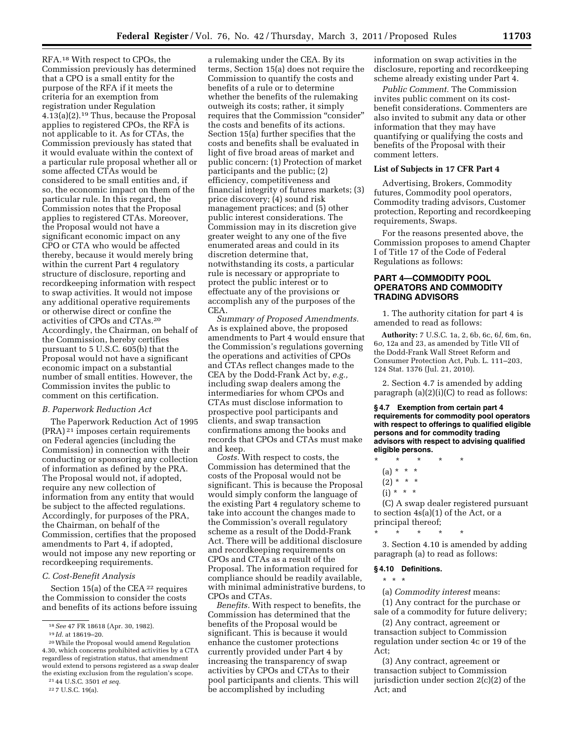RFA.[18] With respect to CPOs, the Commission previously has determined that a CPO is a small entity for the purpose of the RFA if it meets the criteria for an exemption from registration under Regulation 4.13(a)(2).[19] Thus, because the Proposal applies to registered CPOs, the RFA is not applicable to it. As for CTAs, the Commission previously has stated that it would evaluate within the context of a particular rule proposal whether all or some affected CTAs would be considered to be small entities and, if so, the economic impact on them of the particular rule. In this regard, the Commission notes that the Proposal applies to registered CTAs. Moreover, the Proposal would not have a significant economic impact on any CPO or CTA who would be affected thereby, because it would merely bring within the current Part 4 regulatory structure of disclosure, reporting and recordkeeping information with respect to swap activities. It would not impose any additional operative requirements or otherwise direct or confine the activities of CPOs and CTAs.[20] Accordingly, the Chairman, on behalf of the Commission, hereby certifies pursuant to 5 U.S.C. 605(b) that the Proposal would not have a significant economic impact on a substantial number of small entities. However, the Commission invites the public to comment on this certification.

### *B. Paperwork Reduction Act*

The Paperwork Reduction Act of 1995 (PRA) [21] imposes certain requirements on Federal agencies (including the Commission) in connection with their conducting or sponsoring any collection of information as defined by the PRA. The Proposal would not, if adopted, require any new collection of information from any entity that would be subject to the affected regulations. Accordingly, for purposes of the PRA, the Chairman, on behalf of the Commission, certifies that the proposed amendments to Part 4, if adopted, would not impose any new reporting or recordkeeping requirements.

### *C. Cost-Benefit Analysis*

Section 15(a) of the CEA [22] requires the Commission to consider the costs and benefits of its actions before issuing a rulemaking under the CEA. By its terms, Section 15(a) does not require the Commission to quantify the costs and benefits of a rule or to determine whether the benefits of the rulemaking outweigh its costs; rather, it simply requires that the Commission "consider" the costs and benefits of its actions. Section 15(a) further specifies that the costs and benefits shall be evaluated in light of five broad areas of market and public concern: (1) Protection of market participants and the public; (2) efficiency, competitiveness and financial integrity of futures markets; (3) price discovery; (4) sound risk management practices; and (5) other public interest considerations. The Commission may in its discretion give greater weight to any one of the five enumerated areas and could in its discretion determine that, notwithstanding its costs, a particular rule is necessary or appropriate to protect the public interest or to effectuate any of the provisions or accomplish any of the purposes of the CEA.

*Summary of Proposed Amendments.* As is explained above, the proposed amendments to Part 4 would ensure that the Commission's regulations governing the operations and activities of CPOs and CTAs reflect changes made to the CEA by the Dodd-Frank Act by, *e.g.,* including swap dealers among the intermediaries for whom CPOs and CTAs must disclose information to prospective pool participants and clients, and swap transaction confirmations among the books and records that CPOs and CTAs must make and keep.

*Costs.* With respect to costs, the Commission has determined that the costs of the Proposal would not be significant. This is because the Proposal would simply conform the language of the existing Part 4 regulatory scheme to take into account the changes made to the Commission's overall regulatory scheme as a result of the Dodd-Frank Act. There will be additional disclosure and recordkeeping requirements on CPOs and CTAs as a result of the Proposal. The information required for compliance should be readily available, with minimal administrative burdens, to CPOs and CTAs.

*Benefits.* With respect to benefits, the Commission has determined that the benefits of the Proposal would be significant. This is because it would enhance the customer protections currently provided under Part 4 by increasing the transparency of swap activities by CPOs and CTAs to their pool participants and clients. This will be accomplished by including information on swap activities in the disclosure, reporting and recordkeeping scheme already existing under Part 4.

*Public Comment.* The Commission invites public comment on its cost-benefit considerations. Commenters are also invited to submit any data or other information that they may have quantifying or qualifying the costs and benefits of the Proposal with their comment letters.

**List of Subjects in 17 CFR Part 4**

Advertising, Brokers, Commodity futures, Commodity pool operators, Commodity trading advisors, Customer protection, Reporting and recordkeeping requirements, Swaps.

For the reasons presented above, the Commission proposes to amend Chapter I of Title 17 of the Code of Federal Regulations as follows:

## PART 4—COMMODITY POOL OPERATORS AND COMMODITY TRADING ADVISORS

1. The authority citation for part 4 is amended to read as follows:

**Authority:** 7 U.S.C. 1a, 2, 6b, 6c, 6*l,* 6m, 6n, 6*o,* 12a and 23, as amended by Title VII of the Dodd-Frank Wall Street Reform and Consumer Protection Act, Pub. L. 111–203, 124 Stat. 1376 (Jul. 21, 2010).

2. Section 4.7 is amended by adding paragraph (a)(2)(i)(C) to read as follows:

**§ 4.7 Exemption from certain part 4 requirements for commodity pool operators with respect to offerings to qualified eligible persons and for commodity trading advisors with respect to advising qualified eligible persons.**

\* \* \* \* \*

(a) \* \* \*

(2) \* \* \*

(i) \* \* \*

(C) A swap dealer registered pursuant to section 4s(a)(1) of the Act, or a principal thereof;

\* \* \* \* \*

3. Section 4.10 is amended by adding paragraph (a) to read as follows:

**§ 4.10 Definitions.**

\* \* \*

(a) *Commodity interest* means:

(1) Any contract for the purchase or sale of a commodity for future delivery;

(2) Any contract, agreement or transaction subject to Commission regulation under section 4c or 19 of the Act;

(3) Any contract, agreement or transaction subject to Commission jurisdiction under section 2(c)(2) of the Act; and

---

[18] *See* 47 FR 18618 (Apr. 30, 1982).

[19] *Id.* at 18619–20.

[20] While the Proposal would amend Regulation 4.30, which concerns prohibited activities by a CTA regardless of registration status, that amendment would extend to persons registered as a swap dealer the existing exclusion from the regulation's scope.

[21] 44 U.S.C. 3501 *et seq.*

[22] 7 U.S.C. 19(a).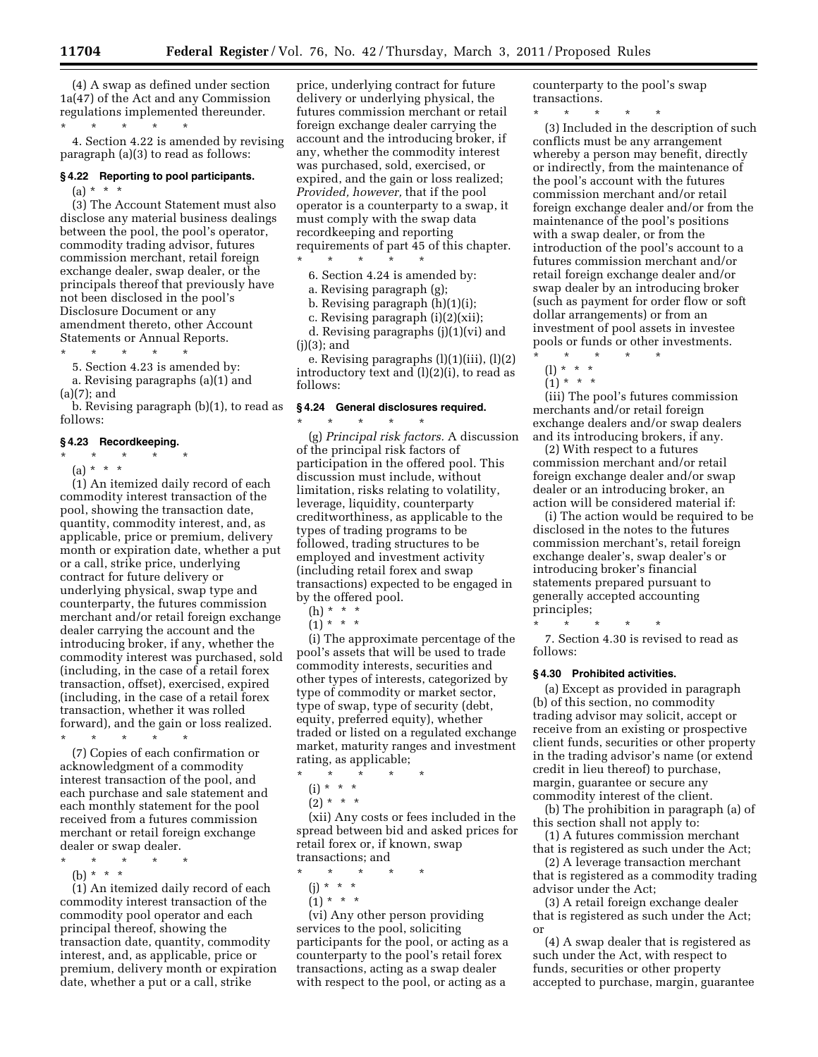(4) A swap as defined under section 1a(47) of the Act and any Commission regulations implemented thereunder.

\* \* \* \* \*

4. Section 4.22 is amended by revising paragraph (a)(3) to read as follows:

### § 4.22 Reporting to pool participants.

(a) \* \* \*

(3) The Account Statement must also disclose any material business dealings between the pool, the pool's operator, commodity trading advisor, futures commission merchant, retail foreign exchange dealer, swap dealer, or the principals thereof that previously have not been disclosed in the pool's Disclosure Document or any amendment thereto, other Account Statements or Annual Reports.

\* \* \* \* \*

5. Section 4.23 is amended by:

a. Revising paragraphs (a)(1) and (a)(7); and

b. Revising paragraph (b)(1), to read as follows:

### § 4.23 Recordkeeping.

\* \* \* \* \*

(a) \* \* \*

(1) An itemized daily record of each commodity interest transaction of the pool, showing the transaction date, quantity, commodity interest, and, as applicable, price or premium, delivery month or expiration date, whether a put or a call, strike price, underlying contract for future delivery or underlying physical, swap type and counterparty, the futures commission merchant and/or retail foreign exchange dealer carrying the account and the introducing broker, if any, whether the commodity interest was purchased, sold (including, in the case of a retail forex transaction, offset), exercised, expired (including, in the case of a retail forex transaction, whether it was rolled forward), and the gain or loss realized.

\* \* \* \* \*

(7) Copies of each confirmation or acknowledgment of a commodity interest transaction of the pool, and each purchase and sale statement and each monthly statement for the pool received from a futures commission merchant or retail foreign exchange dealer or swap dealer.

\* \* \* \* \*

(b) \* \* \*

(1) An itemized daily record of each commodity interest transaction of the commodity pool operator and each principal thereof, showing the transaction date, quantity, commodity interest, and, as applicable, price or premium, delivery month or expiration date, whether a put or a call, strike price, underlying contract for future delivery or underlying physical, the futures commission merchant or retail foreign exchange dealer carrying the account and the introducing broker, if any, whether the commodity interest was purchased, sold, exercised, or expired, and the gain or loss realized; *Provided, however,* that if the pool operator is a counterparty to a swap, it must comply with the swap data recordkeeping and reporting requirements of part 45 of this chapter.

\* \* \* \* \*

6. Section 4.24 is amended by:

a. Revising paragraph (g);

b. Revising paragraph (h)(1)(i);

c. Revising paragraph (i)(2)(xii);

d. Revising paragraphs (j)(1)(vi) and (j)(3); and

e. Revising paragraphs (l)(1)(iii), (l)(2) introductory text and (l)(2)(i), to read as follows:

### § 4.24 General disclosures required.

\* \* \* \* \*

(g) *Principal risk factors.* A discussion of the principal risk factors of participation in the offered pool. This discussion must include, without limitation, risks relating to volatility, leverage, liquidity, counterparty creditworthiness, as applicable to the types of trading programs to be followed, trading structures to be employed and investment activity (including retail forex and swap transactions) expected to be engaged in by the offered pool.

(h) \* \* \*

(1) \* \* \*

(i) The approximate percentage of the pool's assets that will be used to trade commodity interests, securities and other types of interests, categorized by type of commodity or market sector, type of swap, type of security (debt, equity, preferred equity), whether traded or listed on a regulated exchange market, maturity ranges and investment rating, as applicable;

\* \* \* \* \*

(i) \* \* \*

(2) \* \* \*

(xii) Any costs or fees included in the spread between bid and asked prices for retail forex or, if known, swap transactions; and

\* \* \* \* \*

(j) \* \* \*

(1) \* \* \*

(vi) Any other person providing services to the pool, soliciting participants for the pool, or acting as a counterparty to the pool's retail forex transactions, acting as a swap dealer with respect to the pool, or acting as a counterparty to the pool's swap transactions.

\* \* \* \* \*

(3) Included in the description of such conflicts must be any arrangement whereby a person may benefit, directly or indirectly, from the maintenance of the pool's account with the futures commission merchant and/or retail foreign exchange dealer and/or from the maintenance of the pool's positions with a swap dealer, or from the introduction of the pool's account to a futures commission merchant and/or retail foreign exchange dealer and/or swap dealer by an introducing broker (such as payment for order flow or soft dollar arrangements) or from an investment of pool assets in investee pools or funds or other investments.

\* \* \* \* \*

(l) \* \* \*

(1) \* \* \*

(iii) The pool's futures commission merchants and/or retail foreign exchange dealers and/or swap dealers and its introducing brokers, if any.

(2) With respect to a futures commission merchant and/or retail foreign exchange dealer and/or swap dealer or an introducing broker, an action will be considered material if:

(i) The action would be required to be disclosed in the notes to the futures commission merchant's, retail foreign exchange dealer's, swap dealer's or introducing broker's financial statements prepared pursuant to generally accepted accounting principles;

\* \* \* \* \*

7. Section 4.30 is revised to read as follows:

### § 4.30 Prohibited activities.

(a) Except as provided in paragraph (b) of this section, no commodity trading advisor may solicit, accept or receive from an existing or prospective client funds, securities or other property in the trading advisor's name (or extend credit in lieu thereof) to purchase, margin, guarantee or secure any commodity interest of the client.

(b) The prohibition in paragraph (a) of this section shall not apply to:

(1) A futures commission merchant that is registered as such under the Act;

(2) A leverage transaction merchant that is registered as a commodity trading advisor under the Act;

(3) A retail foreign exchange dealer that is registered as such under the Act; or

(4) A swap dealer that is registered as such under the Act, with respect to funds, securities or other property accepted to purchase, margin, guarantee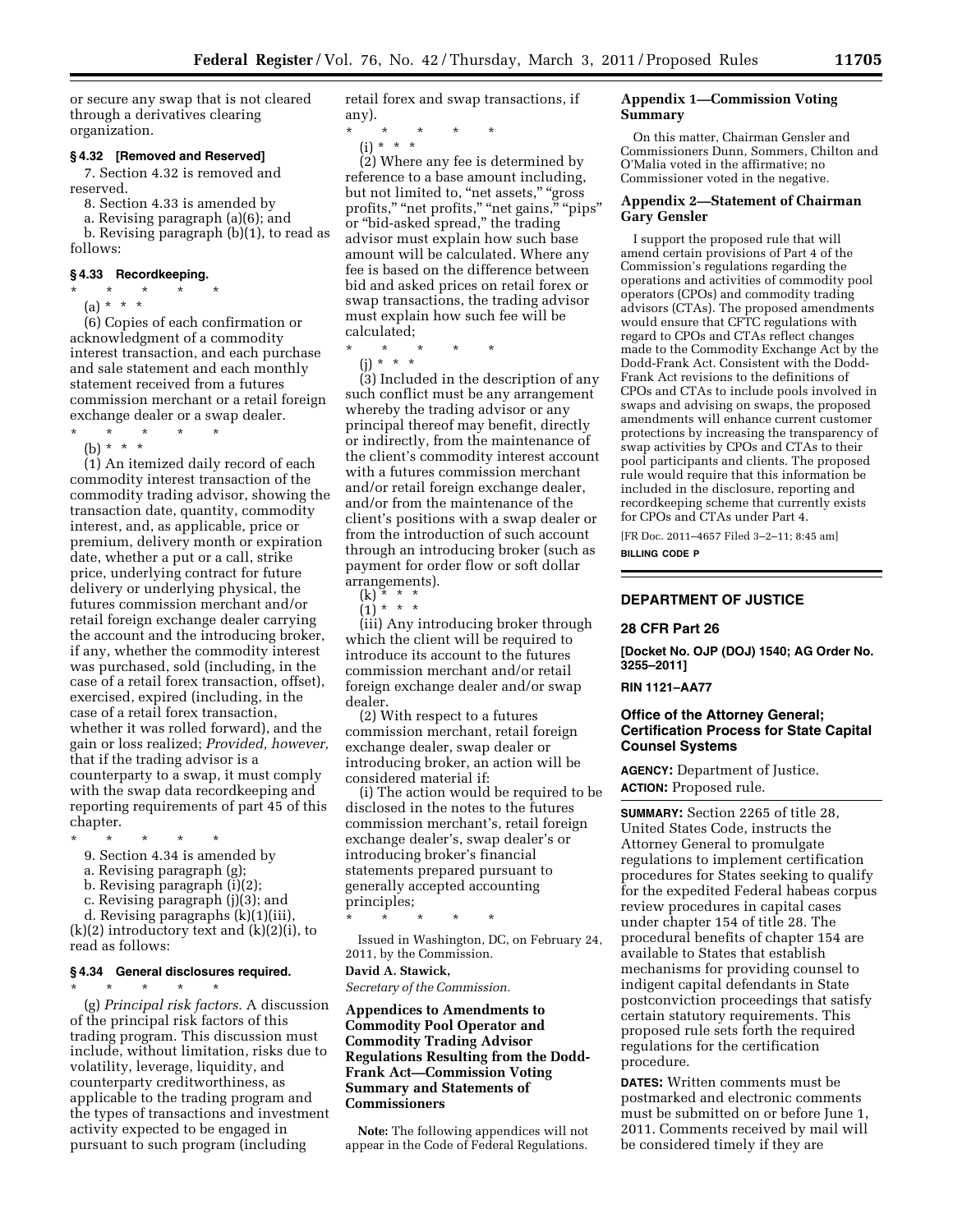or secure any swap that is not cleared through a derivatives clearing organization.

### § 4.32 [Removed and Reserved]

7. Section 4.32 is removed and reserved.

8. Section 4.33 is amended by

a. Revising paragraph (a)(6); and

b. Revising paragraph (b)(1), to read as follows:

### § 4.33 Recordkeeping.

\* \* \* \* \*

(a) \* \* \*

(6) Copies of each confirmation or acknowledgment of a commodity interest transaction, and each purchase and sale statement and each monthly statement received from a futures commission merchant or a retail foreign exchange dealer or a swap dealer.

\* \* \* \* \*

(b) \* \* \*

(1) An itemized daily record of each commodity interest transaction of the commodity trading advisor, showing the transaction date, quantity, commodity interest, and, as applicable, price or premium, delivery month or expiration date, whether a put or a call, strike price, underlying contract for future delivery or underlying physical, the futures commission merchant and/or retail foreign exchange dealer carrying the account and the introducing broker, if any, whether the commodity interest was purchased, sold (including, in the case of a retail forex transaction, offset), exercised, expired (including, in the case of a retail forex transaction, whether it was rolled forward), and the gain or loss realized; *Provided, however,* that if the trading advisor is a counterparty to a swap, it must comply with the swap data recordkeeping and reporting requirements of part 45 of this chapter.

\* \* \* \* \*

9. Section 4.34 is amended by

a. Revising paragraph (g);

b. Revising paragraph (i)(2);

c. Revising paragraph (j)(3); and

d. Revising paragraphs (k)(1)(iii), (k)(2) introductory text and (k)(2)(i), to read as follows:

### § 4.34 General disclosures required.

\* \* \* \* \*

(g) *Principal risk factors.* A discussion of the principal risk factors of this trading program. This discussion must include, without limitation, risks due to volatility, leverage, liquidity, and counterparty creditworthiness, as applicable to the trading program and the types of transactions and investment activity expected to be engaged in pursuant to such program (including retail forex and swap transactions, if any).

\* \* \* \* \*

(i) \* \* \*

(2) Where any fee is determined by reference to a base amount including, but not limited to, "net assets," "gross profits," "net profits," "net gains," "pips" or "bid-asked spread," the trading advisor must explain how such base amount will be calculated. Where any fee is based on the difference between bid and asked prices on retail forex or swap transactions, the trading advisor must explain how such fee will be calculated;

\* \* \* \* \*

(j) \* \* \*

(3) Included in the description of any such conflict must be any arrangement whereby the trading advisor or any principal thereof may benefit, directly or indirectly, from the maintenance of the client's commodity interest account with a futures commission merchant and/or retail foreign exchange dealer, and/or from the maintenance of the client's positions with a swap dealer or from the introduction of such account through an introducing broker (such as payment for order flow or soft dollar arrangements).

(k) \* \* \*

(1) \* \* \*

(iii) Any introducing broker through which the client will be required to introduce its account to the futures commission merchant and/or retail foreign exchange dealer and/or swap dealer.

(2) With respect to a futures commission merchant, retail foreign exchange dealer, swap dealer or introducing broker, an action will be considered material if:

(i) The action would be required to be disclosed in the notes to the futures commission merchant's, retail foreign exchange dealer's, swap dealer's or introducing broker's financial statements prepared pursuant to generally accepted accounting principles;

\* \* \* \* \*

Issued in Washington, DC, on February 24, 2011, by the Commission.

**David A. Stawick,**

*Secretary of the Commission.*

## Appendices to Amendments to Commodity Pool Operator and Commodity Trading Advisor Regulations Resulting from the Dodd-Frank Act—Commission Voting Summary and Statements of Commissioners

**Note:** The following appendices will not appear in the Code of Federal Regulations.

### Appendix 1—Commission Voting Summary

On this matter, Chairman Gensler and Commissioners Dunn, Sommers, Chilton and O'Malia voted in the affirmative; no Commissioner voted in the negative.

### Appendix 2—Statement of Chairman Gary Gensler

I support the proposed rule that will amend certain provisions of Part 4 of the Commission's regulations regarding the operations and activities of commodity pool operators (CPOs) and commodity trading advisors (CTAs). The proposed amendments would ensure that CFTC regulations with regard to CPOs and CTAs reflect changes made to the Commodity Exchange Act by the Dodd-Frank Act. Consistent with the Dodd-Frank Act revisions to the definitions of CPOs and CTAs to include pools involved in swaps and advising on swaps, the proposed amendments will enhance current customer protections by increasing the transparency of swap activities by CPOs and CTAs to their pool participants and clients. The proposed rule would require that this information be included in the disclosure, reporting and recordkeeping scheme that currently exists for CPOs and CTAs under Part 4.

[FR Doc. 2011–4657 Filed 3–2–11; 8:45 am]

**BILLING CODE P**

---

## DEPARTMENT OF JUSTICE

### 28 CFR Part 26

**[Docket No. OJP (DOJ) 1540; AG Order No. 3255–2011]**

**RIN 1121–AA77**

## Office of the Attorney General; Certification Process for State Capital Counsel Systems

**AGENCY:** Department of Justice.

**ACTION:** Proposed rule.

**SUMMARY:** Section 2265 of title 28, United States Code, instructs the Attorney General to promulgate regulations to implement certification procedures for States seeking to qualify for the expedited Federal habeas corpus review procedures in capital cases under chapter 154 of title 28. The procedural benefits of chapter 154 are available to States that establish mechanisms for providing counsel to indigent capital defendants in State postconviction proceedings that satisfy certain statutory requirements. This proposed rule sets forth the required regulations for the certification procedure.

**DATES:** Written comments must be postmarked and electronic comments must be submitted on or before June 1, 2011. Comments received by mail will be considered timely if they are